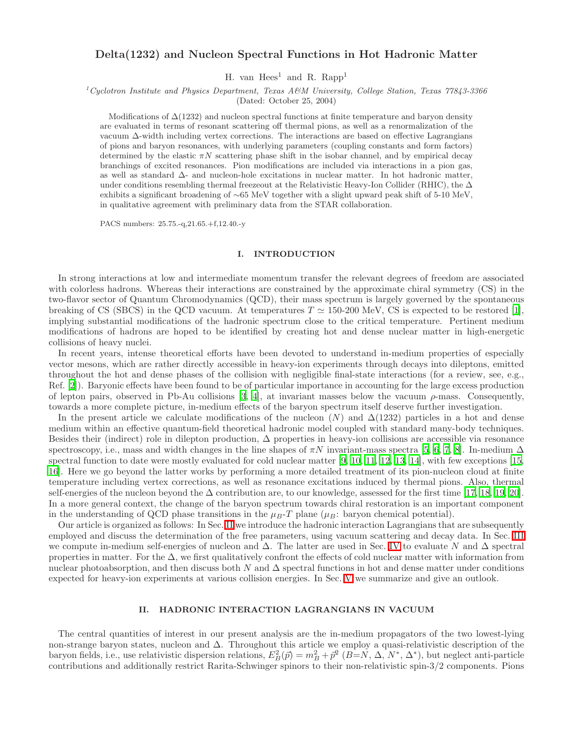# Delta(1232) and Nucleon Spectral Functions in Hot Hadronic Matter

H. van Hees[1] and R. Rapp[1]

[1] *Cyclotron Institute and Physics Department, Texas A&M University, College Station, Texas 77843-3366*
(Dated: October 25, 2004)

Modifications of $\Delta(1232)$ and nucleon spectral functions at finite temperature and baryon density are evaluated in terms of resonant scattering off thermal pions, as well as a renormalization of the vacuum $\Delta$-width including vertex corrections. The interactions are based on effective Lagrangians of pions and baryon resonances, with underlying parameters (coupling constants and form factors) determined by the elastic $\pi N$ scattering phase shift in the isobar channel, and by empirical decay branchings of excited resonances. Pion modifications are included via interactions in a pion gas, as well as standard $\Delta$- and nucleon-hole excitations in nuclear matter. In hot hadronic matter, under conditions resembling thermal freezeout at the Relativistic Heavy-Ion Collider (RHIC), the $\Delta$ exhibits a significant broadening of $\sim$65 MeV together with a slight upward peak shift of 5-10 MeV, in qualitative agreement with preliminary data from the STAR collaboration.

PACS numbers: 25.75.-q,21.65.+f,12.40.-y

## I. INTRODUCTION

In strong interactions at low and intermediate momentum transfer the relevant degrees of freedom are associated with colorless hadrons. Whereas their interactions are constrained by the approximate chiral symmetry (CS) in the two-flavor sector of Quantum Chromodynamics (QCD), their mass spectrum is largely governed by the spontaneous breaking of CS (SBCS) in the QCD vacuum. At temperatures $T \simeq$ 150-200 MeV, CS is expected to be restored [1], implying substantial modifications of the hadronic spectrum close to the critical temperature. Pertinent medium modifications of hadrons are hoped to be identified by creating hot and dense nuclear matter in high-energetic collisions of heavy nuclei.

In recent years, intense theoretical efforts have been devoted to understand in-medium properties of especially vector mesons, which are rather directly accessible in heavy-ion experiments through decays into dileptons, emitted throughout the hot and dense phases of the collision with negligible final-state interactions (for a review, see, e.g., Ref. [2]). Baryonic effects have been found to be of particular importance in accounting for the large excess production of lepton pairs, observed in Pb-Au collisions [3, 4], at invariant masses below the vacuum $\rho$-mass. Consequently, towards a more complete picture, in-medium effects of the baryon spectrum itself deserve further investigation.

In the present article we calculate modifications of the nucleon ($N$) and $\Delta(1232)$ particles in a hot and dense medium within an effective quantum-field theoretical hadronic model coupled with standard many-body techniques. Besides their (indirect) role in dilepton production, $\Delta$ properties in heavy-ion collisions are accessible via resonance spectroscopy, i.e., mass and width changes in the line shapes of $\pi N$ invariant-mass spectra [5, 6, 7, 8]. In-medium $\Delta$ spectral function to date were mostly evaluated for cold nuclear matter [9, 10, 11, 12, 13, 14], with few exceptions [15, 16]. Here we go beyond the latter works by performing a more detailed treatment of its pion-nucleon cloud at finite temperature including vertex corrections, as well as resonance excitations induced by thermal pions. Also, thermal self-energies of the nucleon beyond the $\Delta$ contribution are, to our knowledge, assessed for the first time [17, 18, 19, 20]. In a more general context, the change of the baryon spectrum towards chiral restoration is an important component in the understanding of QCD phase transitions in the $\mu_B$-$T$ plane ($\mu_B$: baryon chemical potential).

Our article is organized as follows: In Sec. II we introduce the hadronic interaction Lagrangians that are subsequently employed and discuss the determination of the free parameters, using vacuum scattering and decay data. In Sec. III we compute in-medium self-energies of nucleon and $\Delta$. The latter are used in Sec. IV to evaluate $N$ and $\Delta$ spectral properties in matter. For the $\Delta$, we first qualitatively confront the effects of cold nuclear matter with information from nuclear photoabsorption, and then discuss both $N$ and $\Delta$ spectral functions in hot and dense matter under conditions expected for heavy-ion experiments at various collision energies. In Sec. V we summarize and give an outlook.

## II. HADRONIC INTERACTION LAGRANGIANS IN VACUUM

The central quantities of interest in our present analysis are the in-medium propagators of the two lowest-lying non-strange baryon states, nucleon and $\Delta$. Throughout this article we employ a quasi-relativistic description of the baryon fields, i.e., use relativistic dispersion relations, $E_B^2(\vec{p}) = m_B^2 + \vec{p}^2$ ($B$=$N$, $\Delta$, $N^*$, $\Delta^*$), but neglect anti-particle contributions and additionally restrict Rarita-Schwinger spinors to their non-relativistic spin-3/2 components. Pions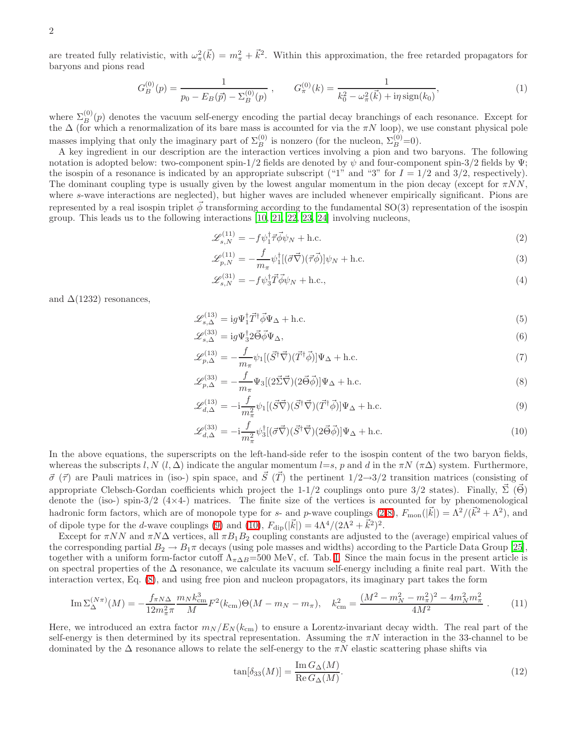are treated fully relativistic, with $\omega_\pi^2(\vec{k}) = m_\pi^2 + \vec{k}^2$. Within this approximation, the free retarded propagators for baryons and pions read

$$G_B^{(0)}(p) = \frac{1}{p_0 - E_B(\vec{p}) - \Sigma_B^{(0)}(p)} \ , \qquad G_\pi^{(0)}(k) = \frac{1}{k_0^2 - \omega_\pi^2(\vec{k}) + \mathrm{i}\eta\,\mathrm{sign}(k_0)}, \tag{1}$$

where $\Sigma_B^{(0)}(p)$ denotes the vacuum self-energy encoding the partial decay branchings of each resonance. Except for the $\Delta$ (for which a renormalization of its bare mass is accounted for via the $\pi N$ loop), we use constant physical pole masses implying that only the imaginary part of $\Sigma_B^{(0)}$ is nonzero (for the nucleon, $\Sigma_B^{(0)}$=0).

A key ingredient in our description are the interaction vertices involving a pion and two baryons. The following notation is adopted below: two-component spin-1/2 fields are denoted by $\psi$ and four-component spin-3/2 fields by $\Psi$; the isospin of a resonance is indicated by an appropriate subscript ("1" and "3" for $I = 1/2$ and $3/2$, respectively). The dominant coupling type is usually given by the lowest angular momentum in the pion decay (except for $\pi NN$, where $s$-wave interactions are neglected), but higher waves are included whenever empirically significant. Pions are represented by a real isospin triplet $\vec{\phi}$ transforming according to the fundamental SO(3) representation of the isospin group. This leads us to the following interactions [10, 21, 22, 23, 24] involving nucleons,

$$\mathscr{L}_{s,N}^{(11)} = -f\psi_1^\dagger \vec{\tau}\vec{\phi}\psi_N + \text{h.c.} \tag{2}$$

$$\mathscr{L}_{p,N}^{(11)} = -\frac{f}{m_\pi}\psi_1^\dagger[(\vec{\sigma}\vec{\nabla})(\vec{\tau}\vec{\phi})]\psi_N + \text{h.c.} \tag{3}$$

$$\mathscr{L}_{s,N}^{(31)} = -f\psi_3^\dagger \vec{T}\vec{\phi}\psi_N + \text{h.c.}, \tag{4}$$

and $\Delta(1232)$ resonances,

$$\mathscr{L}_{s,\Delta}^{(13)} = \mathrm{i}g\Psi_1^\dagger \vec{T}^\dagger\vec{\phi}\Psi_\Delta + \text{h.c.} \tag{5}$$

$$\mathscr{L}_{s,\Delta}^{(33)} = \mathrm{i}g\Psi_3^\dagger 2\vec{\Theta}\vec{\phi}\Psi_\Delta, \tag{6}$$

$$\mathscr{L}_{p,\Delta}^{(13)} = -\frac{f}{m_\pi}\psi_1[(\vec{S}^\dagger\vec{\nabla})(\vec{T}^\dagger\vec{\phi})]\Psi_\Delta + \text{h.c.} \tag{7}$$

$$\mathscr{L}_{p,\Delta}^{(33)} = -\frac{f}{m_\pi}\Psi_3[(2\vec{\Sigma}\vec{\nabla})(2\vec{\Theta}\vec{\phi})]\Psi_\Delta + \text{h.c.} \tag{8}$$

$$\mathscr{L}_{d,\Delta}^{(13)} = -\mathrm{i}\frac{f}{m_\pi^2}\psi_1[(\vec{S}\vec{\nabla})(\vec{S}^\dagger\vec{\nabla})(\vec{T}^\dagger\vec{\phi})]\Psi_\Delta + \text{h.c.} \tag{9}$$

$$\mathscr{L}_{d,\Delta}^{(33)} = -\mathrm{i}\frac{f}{m_\pi^2}\psi_3^\dagger[(\vec{\sigma}\vec{\nabla})(\vec{S}^\dagger\vec{\nabla})(2\vec{\Theta}\vec{\phi})]\Psi_\Delta + \text{h.c.} \tag{10}$$

In the above equations, the superscripts on the left-hand-side refer to the isospin content of the two baryon fields, whereas the subscripts $l, N$ ($l, \Delta$) indicate the angular momentum $l$=$s$, $p$ and $d$ in the $\pi N$ ($\pi\Delta$) system. Furthermore, $\vec{\sigma}$ ($\vec{\tau}$) are Pauli matrices in (iso-) spin space, and $\vec{S}$ ($\vec{T}$) the pertinent 1/2→3/2 transition matrices (consisting of appropriate Clebsch-Gordan coefficients which project the 1-1/2 couplings onto pure 3/2 states). Finally, $\vec{\Sigma}$ ($\vec{\Theta}$) denote the (iso-) spin-3/2 (4×4-) matrices. The finite size of the vertices is accounted for by phenomenological hadronic form factors, which are of monopole type for $s$- and $p$-wave couplings (2-8), $F_{\rm mon}(|\vec{k}|) = \Lambda^2/(\vec{k}^2 + \Lambda^2)$, and of dipole type for the $d$-wave couplings (9) and (10), $F_{\rm dip}(|\vec{k}|) = 4\Lambda^4/(2\Lambda^2 + \vec{k}^2)^2$.

Except for $\pi NN$ and $\pi N\Delta$ vertices, all $\pi B_1 B_2$ coupling constants are adjusted to the (average) empirical values of the corresponding partial $B_2 \to B_1\pi$ decays (using pole masses and widths) according to the Particle Data Group [25], together with a uniform form-factor cutoff $\Lambda_{\pi\Delta B}$=500 MeV, cf. Tab. I. Since the main focus in the present article is on spectral properties of the $\Delta$ resonance, we calculate its vacuum self-energy including a finite real part. With the interaction vertex, Eq. (8), and using free pion and nucleon propagators, its imaginary part takes the form

$$\mathrm{Im}\,\Sigma_\Delta^{(N\pi)}(M) = -\frac{f_{\pi N\Delta}}{12 m_\pi^2 \pi}\frac{m_N k_{\rm cm}^3}{M}F^2(k_{\rm cm})\Theta(M - m_N - m_\pi), \quad k_{\rm cm}^2 = \frac{(M^2 - m_N^2 - m_\pi^2)^2 - 4m_N^2 m_\pi^2}{4M^2} \ . \tag{11}$$

Here, we introduced an extra factor $m_N/E_N(k_{\rm cm})$ to ensure a Lorentz-invariant decay width. The real part of the self-energy is then determined by its spectral representation. Assuming the $\pi N$ interaction in the 33-channel to be dominated by the $\Delta$ resonance allows to relate the self-energy to the $\pi N$ elastic scattering phase shifts via

$$\tan[\delta_{33}(M)] = \frac{\mathrm{Im}\,G_\Delta(M)}{\mathrm{Re}\,G_\Delta(M)}. \tag{12}$$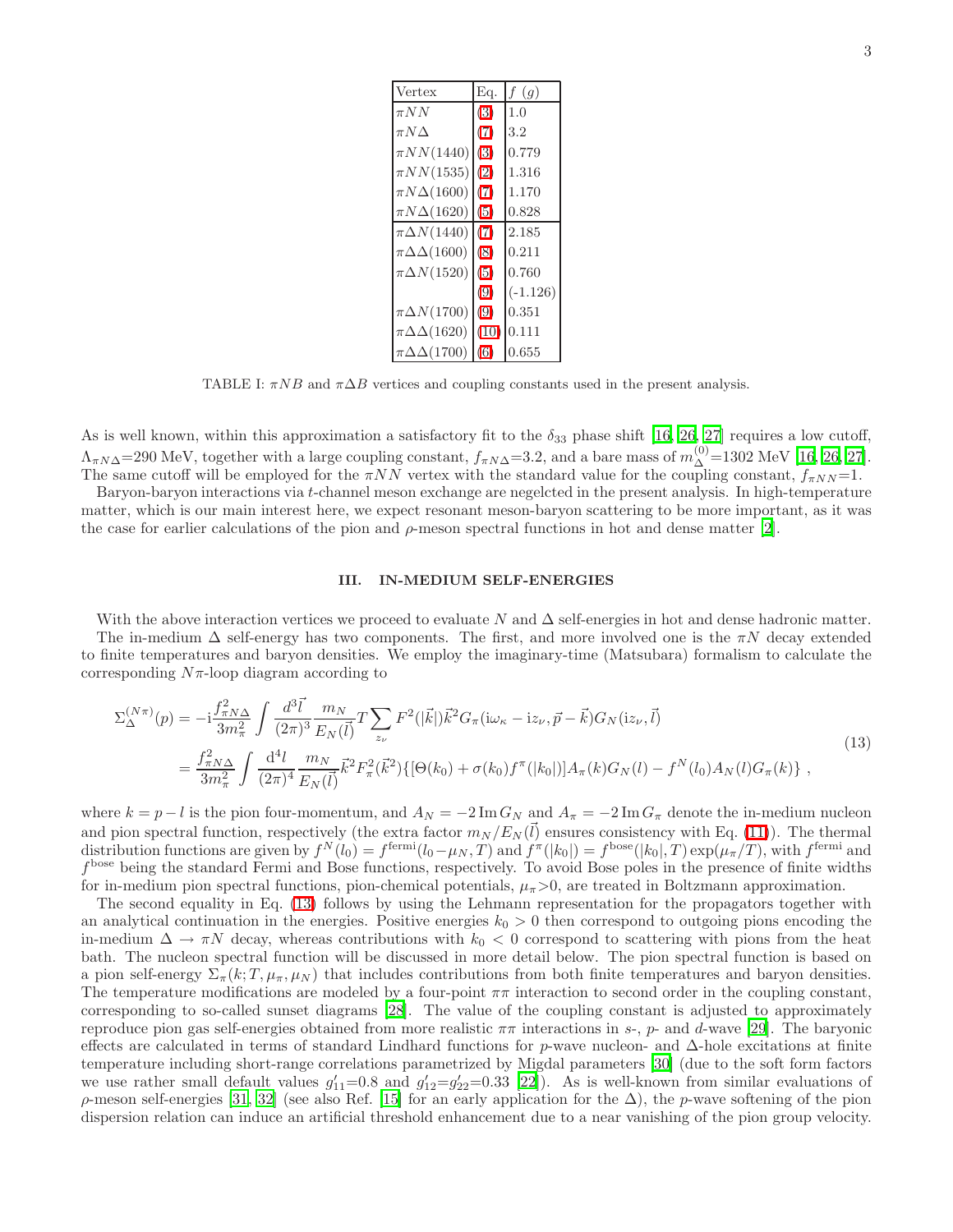| Vertex | Eq. | $f$ ($g$) |
|---|---|---|
| $\pi NN$ | (3) | 1.0 |
| $\pi N\Delta$ | (7) | 3.2 |
| $\pi NN(1440)$ | (3) | 0.779 |
| $\pi NN(1535)$ | (2) | 1.316 |
| $\pi N\Delta(1600)$ | (7) | 1.170 |
| $\pi N\Delta(1620)$ | (5) | 0.828 |
| $\pi\Delta N(1440)$ | (7) | 2.185 |
| $\pi\Delta\Delta(1600)$ | (8) | 0.211 |
| $\pi\Delta N(1520)$ | (5) | 0.760 |
| | (9) | (-1.126) |
| $\pi\Delta N(1700)$ | (9) | 0.351 |
| $\pi\Delta\Delta(1620)$ | (10) | 0.111 |
| $\pi\Delta\Delta(1700)$ | (6) | 0.655 |

TABLE I: $\pi NB$ and $\pi\Delta B$ vertices and coupling constants used in the present analysis.

As is well known, within this approximation a satisfactory fit to the $\delta_{33}$ phase shift [16, 26, 27] requires a low cutoff, $\Lambda_{\pi N\Delta}$=290 MeV, together with a large coupling constant, $f_{\pi N\Delta}$=3.2, and a bare mass of $m_\Delta^{(0)}$=1302 MeV [16, 26, 27]. The same cutoff will be employed for the $\pi NN$ vertex with the standard value for the coupling constant, $f_{\pi NN}$=1.

Baryon-baryon interactions via $t$-channel meson exchange are negelcted in the present analysis. In high-temperature matter, which is our main interest here, we expect resonant meson-baryon scattering to be more important, as it was the case for earlier calculations of the pion and $\rho$-meson spectral functions in hot and dense matter [2].

## III. IN-MEDIUM SELF-ENERGIES

With the above interaction vertices we proceed to evaluate $N$ and $\Delta$ self-energies in hot and dense hadronic matter.

The in-medium $\Delta$ self-energy has two components. The first, and more involved one is the $\pi N$ decay extended to finite temperatures and baryon densities. We employ the imaginary-time (Matsubara) formalism to calculate the corresponding $N\pi$-loop diagram according to

$$
\begin{aligned}
\Sigma_\Delta^{(N\pi)}(p) &= -\mathrm{i}\frac{f_{\pi N\Delta}^2}{3m_\pi^2}\int\frac{d^3\vec{l}}{(2\pi)^3}\frac{m_N}{E_N(\vec{l})}T\sum_{z_\nu}F^2(|\vec{k}|)\vec{k}^2 G_\pi(\mathrm{i}\omega_\kappa-\mathrm{i}z_\nu,\vec{p}-\vec{k})G_N(\mathrm{i}z_\nu,\vec{l}) \\
&= \frac{f_{\pi N\Delta}^2}{3m_\pi^2}\int\frac{\mathrm{d}^4 l}{(2\pi)^4}\frac{m_N}{E_N(\vec{l})}\vec{k}^2 F_\pi^2(\vec{k}^2)\{[\Theta(k_0)+\sigma(k_0)f^\pi(|k_0|)]A_\pi(k)G_N(l) - f^N(l_0)A_N(l)G_\pi(k)\}\ ,
\end{aligned}
\tag{13}
$$

where $k=p-l$ is the pion four-momentum, and $A_N=-2\,\mathrm{Im}\,G_N$ and $A_\pi=-2\,\mathrm{Im}\,G_\pi$ denote the in-medium nucleon and pion spectral function, respectively (the extra factor $m_N/E_N(\vec{l})$ ensures consistency with Eq. (11)). The thermal distribution functions are given by $f^N(l_0)=f^{\mathrm{fermi}}(l_0-\mu_N,T)$ and $f^\pi(|k_0|)=f^{\mathrm{bose}}(|k_0|,T)\exp(\mu_\pi/T)$, with $f^{\mathrm{fermi}}$ and $f^{\mathrm{bose}}$ being the standard Fermi and Bose functions, respectively. To avoid Bose poles in the presence of finite widths for in-medium pion spectral functions, pion-chemical potentials, $\mu_\pi$>0, are treated in Boltzmann approximation.

The second equality in Eq. (13) follows by using the Lehmann representation for the propagators together with an analytical continuation in the energies. Positive energies $k_0>0$ then correspond to outgoing pions encoding the in-medium $\Delta\to\pi N$ decay, whereas contributions with $k_0<0$ correspond to scattering with pions from the heat bath. The nucleon spectral function will be discussed in more detail below. The pion spectral function is based on a pion self-energy $\Sigma_\pi(k;T,\mu_\pi,\mu_N)$ that includes contributions from both finite temperatures and baryon densities. The temperature modifications are modeled by a four-point $\pi\pi$ interaction to second order in the coupling constant, corresponding to so-called sunset diagrams [28]. The value of the coupling constant is adjusted to approximately reproduce pion gas self-energies obtained from more realistic $\pi\pi$ interactions in $s$-, $p$- and $d$-wave [29]. The baryonic effects are calculated in terms of standard Lindhard functions for $p$-wave nucleon- and $\Delta$-hole excitations at finite temperature including short-range correlations parametrized by Migdal parameters [30] (due to the soft form factors we use rather small default values $g'_{11}$=0.8 and $g'_{12}$=$g'_{22}$=0.33 [22]). As is well-known from similar evaluations of $\rho$-meson self-energies [31, 32] (see also Ref. [15] for an early application for the $\Delta$), the $p$-wave softening of the pion dispersion relation can induce an artificial threshold enhancement due to a near vanishing of the pion group velocity.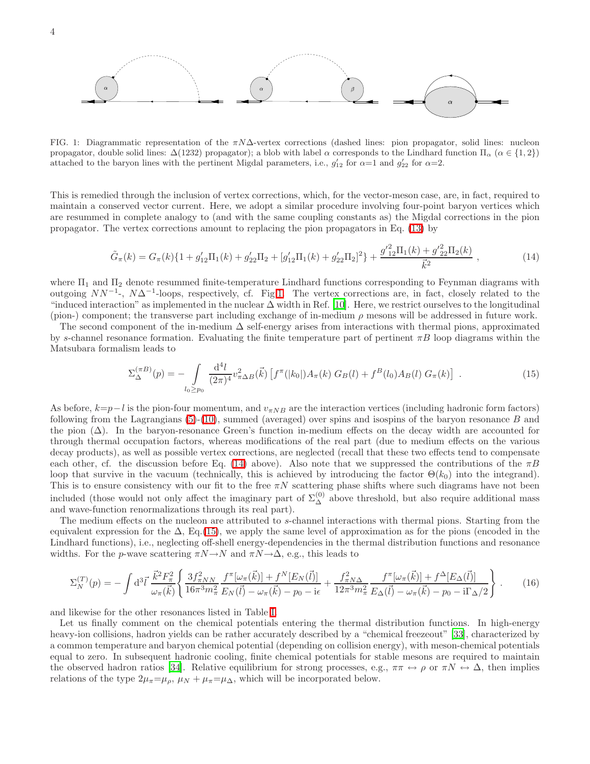FIG. 1: Diagrammatic representation of the $\pi N\Delta$-vertex corrections (dashed lines: pion propagator, solid lines: nucleon propagator, double solid lines: $\Delta(1232)$ propagator); a blob with label $\alpha$ corresponds to the Lindhard function $\Pi_\alpha$ ($\alpha \in \{1, 2\}$) attached to the baryon lines with the pertinent Migdal parameters, i.e., $g'_{12}$ for $\alpha$=1 and $g'_{22}$ for $\alpha$=2.

This is remedied through the inclusion of vertex corrections, which, for the vector-meson case, are, in fact, required to maintain a conserved vector current. Here, we adopt a similar procedure involving four-point baryon vertices which are resummed in complete analogy to (and with the same coupling constants as) the Migdal corrections in the pion propagator. The vertex corrections amount to replacing the pion propagators in Eq. (13) by

$$\tilde{G}_\pi(k) = G_\pi(k)\{1 + g'_{12}\Pi_1(k) + g'_{22}\Pi_2 + [g'_{12}\Pi_1(k) + g'_{22}\Pi_2]^2\} + \frac{g'^2_{12}\Pi_1(k) + g'^2_{22}\Pi_2(k)}{\vec{k}^2} , \tag{14}$$

where $\Pi_1$ and $\Pi_2$ denote resummed finite-temperature Lindhard functions corresponding to Feynman diagrams with outgoing $NN^{-1}$-, $N\Delta^{-1}$-loops, respectively, cf. Fig 1. The vertex corrections are, in fact, closely related to the "induced interaction" as implemented in the nuclear $\Delta$ width in Ref. [10]. Here, we restrict ourselves to the longitudinal (pion-) component; the transverse part including exchange of in-medium $\rho$ mesons will be addressed in future work.

The second component of the in-medium $\Delta$ self-energy arises from interactions with thermal pions, approximated by $s$-channel resonance formation. Evaluating the finite temperature part of pertinent $\pi B$ loop diagrams within the Matsubara formalism leads to

$$\Sigma^{(\pi B)}_\Delta(p) = -\int\limits_{l_0 \geq p_0} \frac{\mathrm{d}^4 l}{(2\pi)^4} v^2_{\pi\Delta B}(\vec{k}) \left[f^\pi(|k_0|) A_\pi(k)\, G_B(l) + f^B(l_0) A_B(l)\, G_\pi(k)\right] . \tag{15}$$

As before, $k$=$p-l$ is the pion-four momentum, and $v_{\pi NB}$ are the interaction vertices (including hadronic form factors) following from the Lagrangians (5)-(10), summed (averaged) over spins and isospins of the baryon resonance $B$ and the pion ($\Delta$). In the baryon-resonance Green's function in-medium effects on the decay width are accounted for through thermal occupation factors, whereas modifications of the real part (due to medium effects on the various decay products), as well as possible vertex corrections, are neglected (recall that these two effects tend to compensate each other, cf. the discussion before Eq. (14) above). Also note that we suppressed the contributions of the $\pi B$ loop that survive in the vacuum (technically, this is achieved by introducing the factor $\Theta(k_0)$ into the integrand). This is to ensure consistency with our fit to the free $\pi N$ scattering phase shifts where such diagrams have not been included (those would not only affect the imaginary part of $\Sigma^{(0)}_\Delta$ above threshold, but also require additional mass and wave-function renormalizations through its real part).

The medium effects on the nucleon are attributed to $s$-channel interactions with thermal pions. Starting from the equivalent expression for the $\Delta$, Eq.(15), we apply the same level of approximation as for the pions (encoded in the Lindhard functions), i.e., neglecting off-shell energy-dependencies in the thermal distribution functions and resonance widths. For the $p$-wave scattering $\pi N \to N$ and $\pi N \to \Delta$, e.g., this leads to

$$\Sigma^{(T)}_N(p) = -\int \mathrm{d}^3\vec{l}\, \frac{\vec{k}^2 F^2_\pi}{\omega_\pi(\vec{k})} \left\{ \frac{3 f^2_{\pi NN}}{16\pi^3 m^2_\pi} \frac{f^\pi[\omega_\pi(\vec{k})] + f^N[E_N(\vec{l})]}{E_N(\vec{l}) - \omega_\pi(\vec{k}) - p_0 - \mathrm{i}\epsilon} + \frac{f^2_{\pi N\Delta}}{12\pi^3 m^2_\pi} \frac{f^\pi[\omega_\pi(\vec{k})] + f^\Delta[E_\Delta(\vec{l})]}{E_\Delta(\vec{l}) - \omega_\pi(\vec{k}) - p_0 - \mathrm{i}\Gamma_\Delta/2} \right\} . \tag{16}$$

and likewise for the other resonances listed in Table I.

Let us finally comment on the chemical potentials entering the thermal distribution functions. In high-energy heavy-ion collisions, hadron yields can be rather accurately described by a "chemical freezeout" [33], characterized by a common temperature and baryon chemical potential (depending on collision energy), with meson-chemical potentials equal to zero. In subsequent hadronic cooling, finite chemical potentials for stable mesons are required to maintain the observed hadron ratios [34]. Relative equilibrium for strong processes, e.g., $\pi\pi \leftrightarrow \rho$ or $\pi N \leftrightarrow \Delta$, then implies relations of the type $2\mu_\pi$=$\mu_\rho$, $\mu_N + \mu_\pi$=$\mu_\Delta$, which will be incorporated below.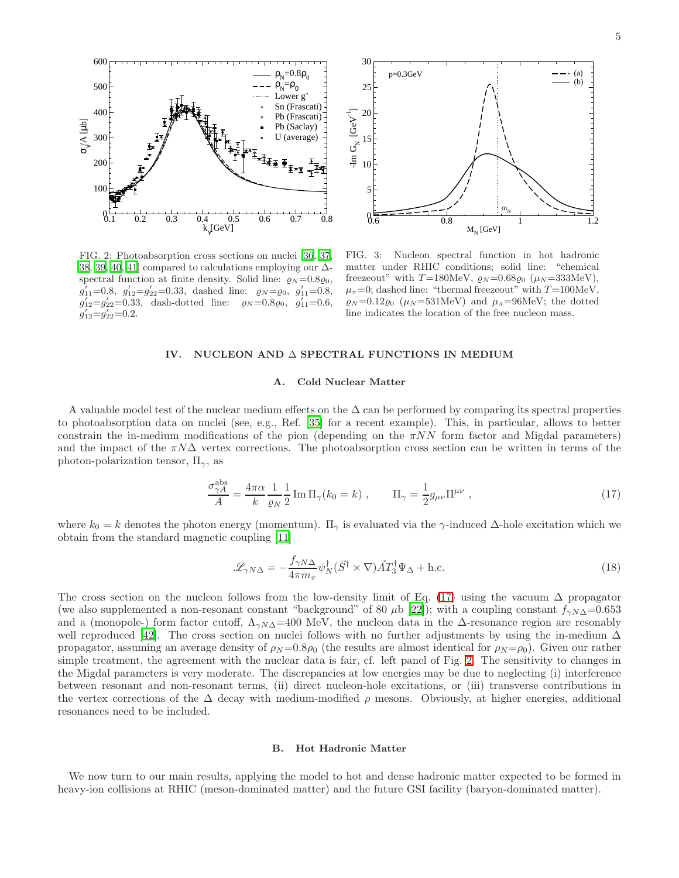FIG. 2: Photoabsorption cross sections on nuclei [36, 37, 38, 39, 40, 41] compared to calculations employing our Δ-spectral function at finite density. Solid line: $\varrho_N$=0.8$\varrho_0$, $g'_{11}$=0.8, $g'_{12}$=$g'_{22}$=0.33, dashed line: $\varrho_N$=$\varrho_0$, $g'_{11}$=0.8, $g'_{12}$=$g'_{22}$=0.33, dash-dotted line: $\varrho_N$=0.8$\varrho_0$, $g'_{11}$=0.6, $g'_{12}$=$g'_{22}$=0.2.

FIG. 3: Nucleon spectral function in hot hadronic matter under RHIC conditions; solid line: "chemical freezeout" with $T$=180MeV, $\varrho_N$=0.68$\varrho_0$ ($\mu_N$=333MeV), $\mu_\pi$=0; dashed line: "thermal freezeout" with $T$=100MeV, $\varrho_N$=0.12$\varrho_0$ ($\mu_N$=531MeV) and $\mu_\pi$=96MeV; the dotted line indicates the location of the free nucleon mass.

## IV. NUCLEON AND Δ SPECTRAL FUNCTIONS IN MEDIUM

### A. Cold Nuclear Matter

A valuable model test of the nuclear medium effects on the Δ can be performed by comparing its spectral properties to photoabsorption data on nuclei (see, e.g., Ref. [35] for a recent example). This, in particular, allows to better constrain the in-medium modifications of the pion (depending on the $\pi NN$ form factor and Migdal parameters) and the impact of the $\pi N\Delta$ vertex corrections. The photoabsorption cross section can be written in terms of the photon-polarization tensor, $\Pi_\gamma$, as

$$\frac{\sigma^{\rm abs}_{\gamma A}}{A} = \frac{4\pi\alpha}{k}\frac{1}{\varrho_N}\frac{1}{2}\,{\rm Im}\,\Pi_\gamma(k_0=k)\ , \qquad \Pi_\gamma = \frac{1}{2}g_{\mu\nu}\Pi^{\mu\nu}\ , \tag{17}$$

where $k_0 = k$ denotes the photon energy (momentum). $\Pi_\gamma$ is evaluated via the $\gamma$-induced Δ-hole excitation which we obtain from the standard magnetic coupling [11]

$$\mathscr{L}_{\gamma N\Delta} = -\frac{f_{\gamma N\Delta}}{4\pi m_\pi}\psi^\dagger_N(\vec{S}^\dagger\times\nabla)\vec{A}T^\dagger_3\Psi_\Delta + {\rm h.c.} \tag{18}$$

The cross section on the nucleon follows from the low-density limit of Eq. (17) using the vacuum Δ propagator (we also supplemented a non-resonant constant "background" of 80 μb [22]); with a coupling constant $f_{\gamma N\Delta}$=0.653 and a (monopole-) form factor cutoff, $\Lambda_{\gamma N\Delta}$=400 MeV, the nucleon data in the Δ-resonance region are resonably well reproduced [42]. The cross section on nuclei follows with no further adjustments by using the in-medium Δ propagator, assuming an average density of $\rho_N$=0.8$\rho_0$ (the results are almost identical for $\rho_N$=$\rho_0$). Given our rather simple treatment, the agreement with the nuclear data is fair, cf. left panel of Fig. 2. The sensitivity to changes in the Migdal parameters is very moderate. The discrepancies at low energies may be due to neglecting (i) interference between resonant and non-resonant terms, (ii) direct nucleon-hole excitations, or (iii) transverse contributions in the vertex corrections of the Δ decay with medium-modified ρ mesons. Obviously, at higher energies, additional resonances need to be included.

### B. Hot Hadronic Matter

We now turn to our main results, applying the model to hot and dense hadronic matter expected to be formed in heavy-ion collisions at RHIC (meson-dominated matter) and the future GSI facility (baryon-dominated matter).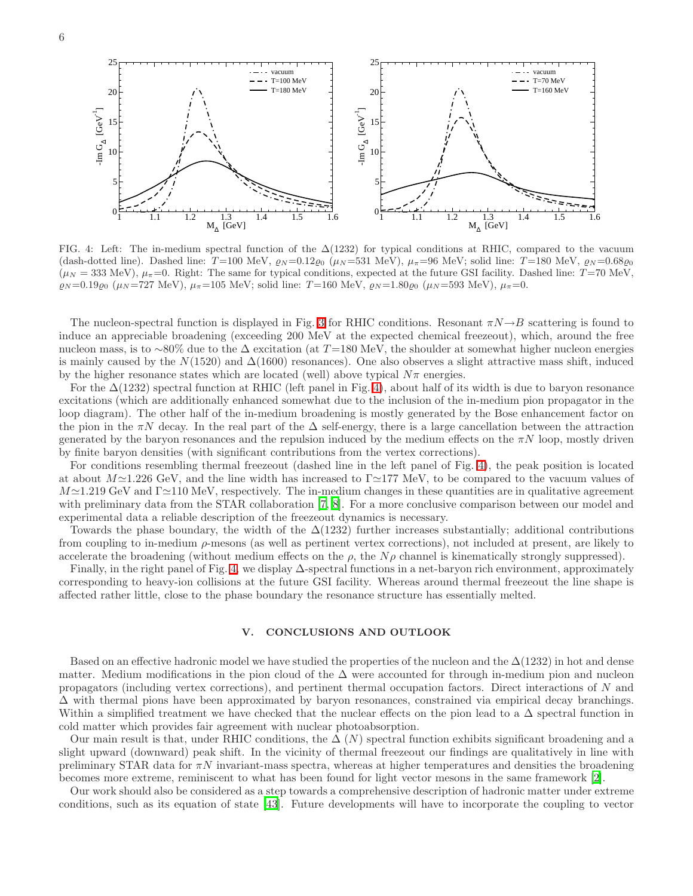FIG. 4: Left: The in-medium spectral function of the $\Delta(1232)$ for typical conditions at RHIC, compared to the vacuum (dash-dotted line). Dashed line: $T$=100 MeV, $\varrho_N$=0.12$\varrho_0$ ($\mu_N$=531 MeV), $\mu_\pi$=96 MeV; solid line: $T$=180 MeV, $\varrho_N$=0.68$\varrho_0$ ($\mu_N$ = 333 MeV), $\mu_\pi$=0. Right: The same for typical conditions, expected at the future GSI facility. Dashed line: $T$=70 MeV, $\varrho_N$=0.19$\varrho_0$ ($\mu_N$=727 MeV), $\mu_\pi$=105 MeV; solid line: $T$=160 MeV, $\varrho_N$=1.80$\varrho_0$ ($\mu_N$=593 MeV), $\mu_\pi$=0.

The nucleon-spectral function is displayed in Fig. 3 for RHIC conditions. Resonant $\pi N \to B$ scattering is found to induce an appreciable broadening (exceeding 200 MeV at the expected chemical freezeout), which, around the free nucleon mass, is to ∼80% due to the $\Delta$ excitation (at $T$=180 MeV, the shoulder at somewhat higher nucleon energies is mainly caused by the $N(1520)$ and $\Delta(1600)$ resonances). One also observes a slight attractive mass shift, induced by the higher resonance states which are located (well) above typical $N\pi$ energies.

For the $\Delta(1232)$ spectral function at RHIC (left panel in Fig. 4), about half of its width is due to baryon resonance excitations (which are additionally enhanced somewhat due to the inclusion of the in-medium pion propagator in the loop diagram). The other half of the in-medium broadening is mostly generated by the Bose enhancement factor on the pion in the $\pi N$ decay. In the real part of the $\Delta$ self-energy, there is a large cancellation between the attraction generated by the baryon resonances and the repulsion induced by the medium effects on the $\pi N$ loop, mostly driven by finite baryon densities (with significant contributions from the vertex corrections).

For conditions resembling thermal freezeout (dashed line in the left panel of Fig. 4), the peak position is located at about $M \simeq 1.226$ GeV, and the line width has increased to $\Gamma \simeq 177$ MeV, to be compared to the vacuum values of $M \simeq 1.219$ GeV and $\Gamma \simeq 110$ MeV, respectively. The in-medium changes in these quantities are in qualitative agreement with preliminary data from the STAR collaboration [7, 8]. For a more conclusive comparison between our model and experimental data a reliable description of the freezeout dynamics is necessary.

Towards the phase boundary, the width of the $\Delta(1232)$ further increases substantially; additional contributions from coupling to in-medium $\rho$-mesons (as well as pertinent vertex corrections), not included at present, are likely to accelerate the broadening (without medium effects on the $\rho$, the $N\rho$ channel is kinematically strongly suppressed).

Finally, in the right panel of Fig. 4, we display $\Delta$-spectral functions in a net-baryon rich environment, approximately corresponding to heavy-ion collisions at the future GSI facility. Whereas around thermal freezeout the line shape is affected rather little, close to the phase boundary the resonance structure has essentially melted.

## V. CONCLUSIONS AND OUTLOOK

Based on an effective hadronic model we have studied the properties of the nucleon and the $\Delta(1232)$ in hot and dense matter. Medium modifications in the pion cloud of the $\Delta$ were accounted for through in-medium pion and nucleon propagators (including vertex corrections), and pertinent thermal occupation factors. Direct interactions of $N$ and $\Delta$ with thermal pions have been approximated by baryon resonances, constrained via empirical decay branchings. Within a simplified treatment we have checked that the nuclear effects on the pion lead to a $\Delta$ spectral function in cold matter which provides fair agreement with nuclear photoabsorption.

Our main result is that, under RHIC conditions, the $\Delta$ ($N$) spectral function exhibits significant broadening and a slight upward (downward) peak shift. In the vicinity of thermal freezeout our findings are qualitatively in line with preliminary STAR data for $\pi N$ invariant-mass spectra, whereas at higher temperatures and densities the broadening becomes more extreme, reminiscent to what has been found for light vector mesons in the same framework [2].

Our work should also be considered as a step towards a comprehensive description of hadronic matter under extreme conditions, such as its equation of state [43]. Future developments will have to incorporate the coupling to vector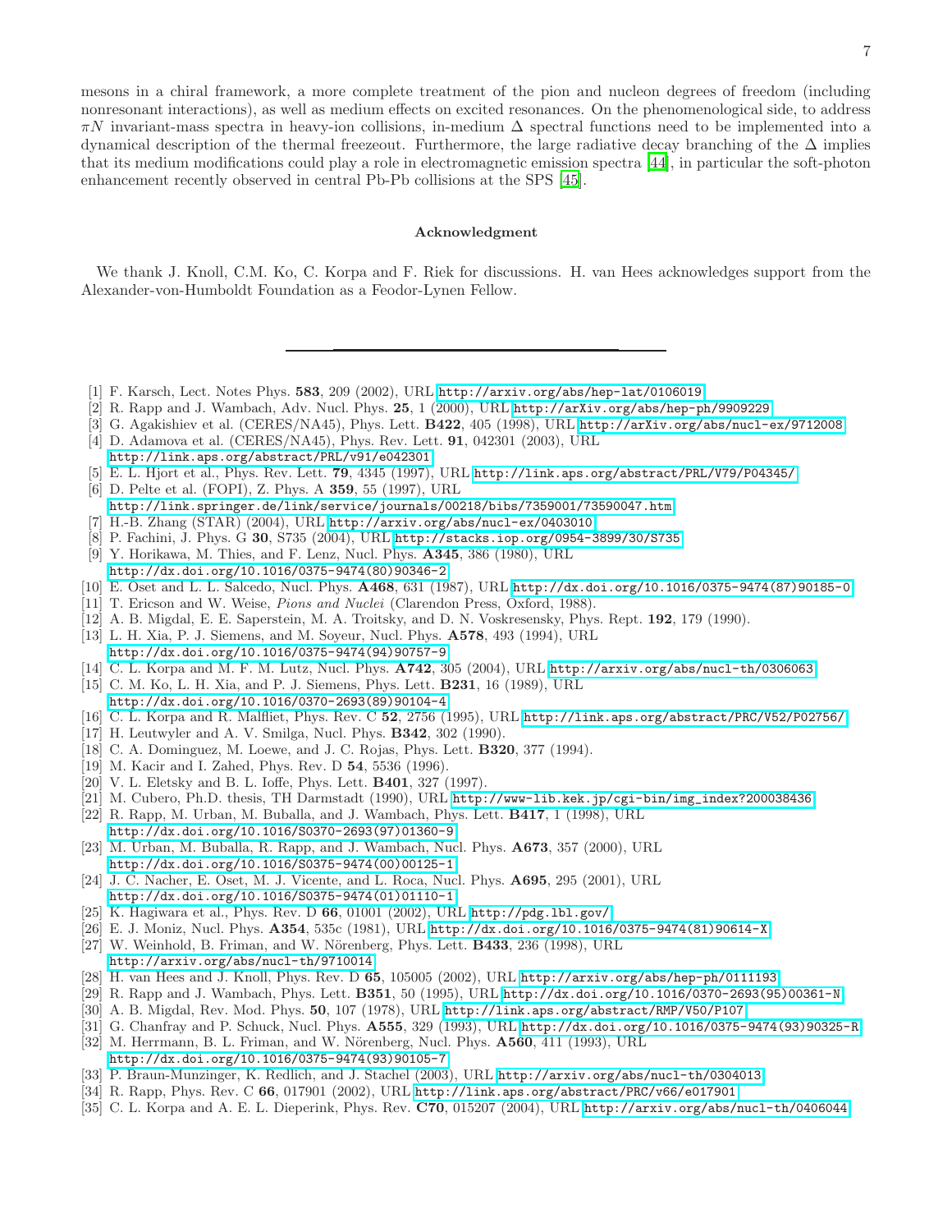mesons in a chiral framework, a more complete treatment of the pion and nucleon degrees of freedom (including nonresonant interactions), as well as medium effects on excited resonances. On the phenomenological side, to address $\pi N$ invariant-mass spectra in heavy-ion collisions, in-medium $\Delta$ spectral functions need to be implemented into a dynamical description of the thermal freezeout. Furthermore, the large radiative decay branching of the $\Delta$ implies that its medium modifications could play a role in electromagnetic emission spectra [44], in particular the soft-photon enhancement recently observed in central Pb-Pb collisions at the SPS [45].

### Acknowledgment

We thank J. Knoll, C.M. Ko, C. Korpa and F. Riek for discussions. H. van Hees acknowledges support from the Alexander-von-Humboldt Foundation as a Feodor-Lynen Fellow.

---

[1] F. Karsch, Lect. Notes Phys. **583**, 209 (2002), URL http://arxiv.org/abs/hep-lat/0106019.
[2] R. Rapp and J. Wambach, Adv. Nucl. Phys. **25**, 1 (2000), URL http://arXiv.org/abs/hep-ph/9909229.
[3] G. Agakishiev et al. (CERES/NA45), Phys. Lett. **B422**, 405 (1998), URL http://arXiv.org/abs/nucl-ex/9712008.
[4] D. Adamova et al. (CERES/NA45), Phys. Rev. Lett. **91**, 042301 (2003), URL http://link.aps.org/abstract/PRL/v91/e042301.
[5] E. L. Hjort et al., Phys. Rev. Lett. **79**, 4345 (1997), URL http://link.aps.org/abstract/PRL/V79/P04345/.
[6] D. Pelte et al. (FOPI), Z. Phys. A **359**, 55 (1997), URL http://link.springer.de/link/service/journals/00218/bibs/7359001/73590047.htm.
[7] H.-B. Zhang (STAR) (2004), URL http://arxiv.org/abs/nucl-ex/0403010.
[8] P. Fachini, J. Phys. G **30**, S735 (2004), URL http://stacks.iop.org/0954-3899/30/S735.
[9] Y. Horikawa, M. Thies, and F. Lenz, Nucl. Phys. **A345**, 386 (1980), URL http://dx.doi.org/10.1016/0375-9474(80)90346-2.
[10] E. Oset and L. L. Salcedo, Nucl. Phys. **A468**, 631 (1987), URL http://dx.doi.org/10.1016/0375-9474(87)90185-0.
[11] T. Ericson and W. Weise, *Pions and Nuclei* (Clarendon Press, Oxford, 1988).
[12] A. B. Migdal, E. E. Saperstein, M. A. Troitsky, and D. N. Voskresensky, Phys. Rept. **192**, 179 (1990).
[13] L. H. Xia, P. J. Siemens, and M. Soyeur, Nucl. Phys. **A578**, 493 (1994), URL http://dx.doi.org/10.1016/0375-9474(94)90757-9.
[14] C. L. Korpa and M. F. M. Lutz, Nucl. Phys. **A742**, 305 (2004), URL http://arxiv.org/abs/nucl-th/0306063.
[15] C. M. Ko, L. H. Xia, and P. J. Siemens, Phys. Lett. **B231**, 16 (1989), URL http://dx.doi.org/10.1016/0370-2693(89)90104-4.
[16] C. L. Korpa and R. Malfliet, Phys. Rev. C **52**, 2756 (1995), URL http://link.aps.org/abstract/PRC/V52/P02756/.
[17] H. Leutwyler and A. V. Smilga, Nucl. Phys. **B342**, 302 (1990).
[18] C. A. Dominguez, M. Loewe, and J. C. Rojas, Phys. Lett. **B320**, 377 (1994).
[19] M. Kacir and I. Zahed, Phys. Rev. D **54**, 5536 (1996).
[20] V. L. Eletsky and B. L. Ioffe, Phys. Lett. **B401**, 327 (1997).
[21] M. Cubero, Ph.D. thesis, TH Darmstadt (1990), URL http://www-lib.kek.jp/cgi-bin/img_index?200038436.
[22] R. Rapp, M. Urban, M. Buballa, and J. Wambach, Phys. Lett. **B417**, 1 (1998), URL http://dx.doi.org/10.1016/S0370-2693(97)01360-9.
[23] M. Urban, M. Buballa, R. Rapp, and J. Wambach, Nucl. Phys. **A673**, 357 (2000), URL http://dx.doi.org/10.1016/S0375-9474(00)00125-1.
[24] J. C. Nacher, E. Oset, M. J. Vicente, and L. Roca, Nucl. Phys. **A695**, 295 (2001), URL http://dx.doi.org/10.1016/S0375-9474(01)01110-1.
[25] K. Hagiwara et al., Phys. Rev. D **66**, 01001 (2002), URL http://pdg.lbl.gov/.
[26] E. J. Moniz, Nucl. Phys. **A354**, 535c (1981), URL http://dx.doi.org/10.1016/0375-9474(81)90614-X.
[27] W. Weinhold, B. Friman, and W. Nörenberg, Phys. Lett. **B433**, 236 (1998), URL http://arxiv.org/abs/nucl-th/9710014.
[28] H. van Hees and J. Knoll, Phys. Rev. D **65**, 105005 (2002), URL http://arxiv.org/abs/hep-ph/0111193.
[29] R. Rapp and J. Wambach, Phys. Lett. **B351**, 50 (1995), URL http://dx.doi.org/10.1016/0370-2693(95)00361-N.
[30] A. B. Migdal, Rev. Mod. Phys. **50**, 107 (1978), URL http://link.aps.org/abstract/RMP/V50/P107.
[31] G. Chanfray and P. Schuck, Nucl. Phys. **A555**, 329 (1993), URL http://dx.doi.org/10.1016/0375-9474(93)90325-R.
[32] M. Herrmann, B. L. Friman, and W. Nörenberg, Nucl. Phys. **A560**, 411 (1993), URL http://dx.doi.org/10.1016/0375-9474(93)90105-7.
[33] P. Braun-Munzinger, K. Redlich, and J. Stachel (2003), URL http://arxiv.org/abs/nucl-th/0304013.
[34] R. Rapp, Phys. Rev. C **66**, 017901 (2002), URL http://link.aps.org/abstract/PRC/v66/e017901.
[35] C. L. Korpa and A. E. L. Dieperink, Phys. Rev. **C70**, 015207 (2004), URL http://arxiv.org/abs/nucl-th/0406044.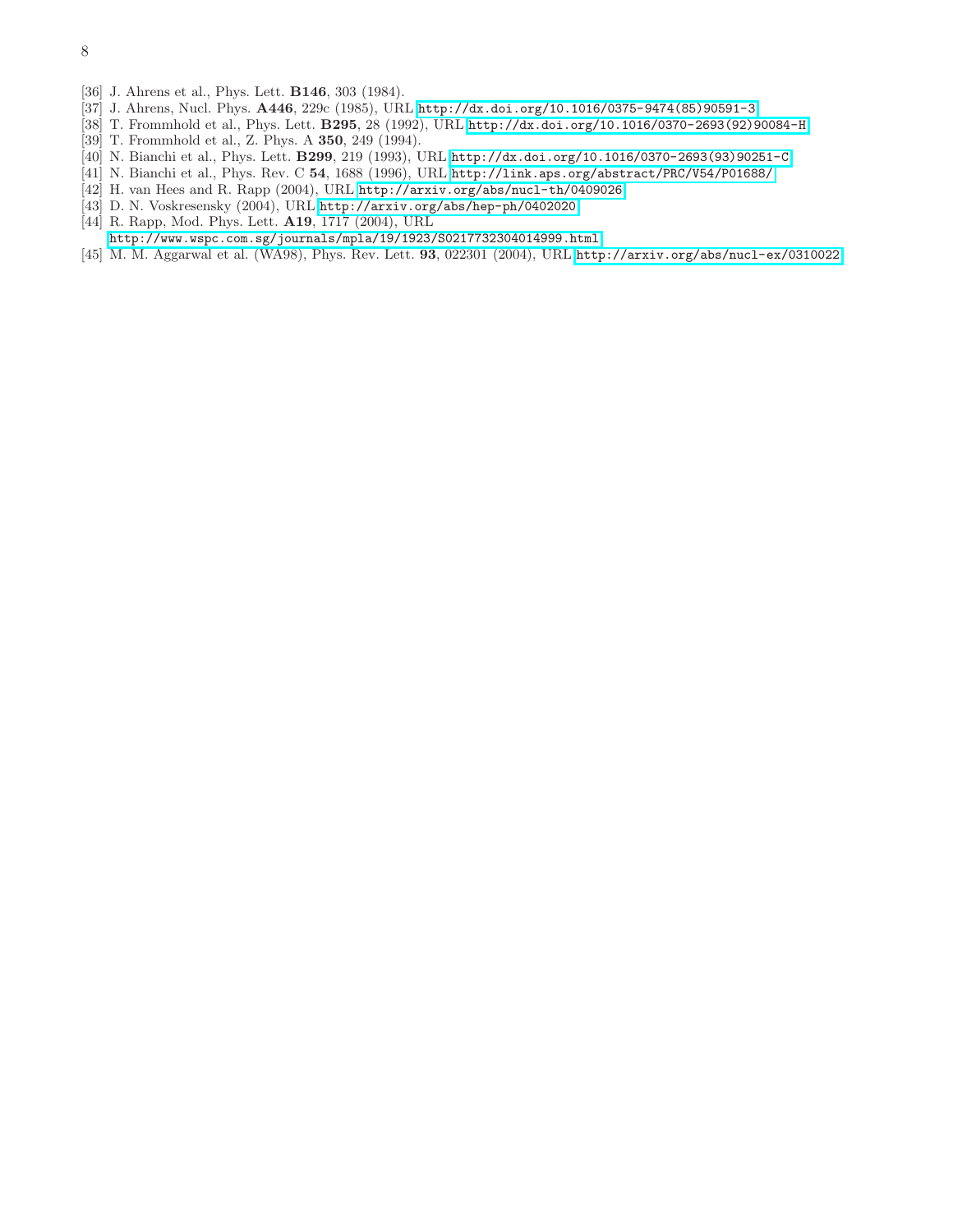[36] J. Ahrens et al., Phys. Lett. **B146**, 303 (1984).

[37] J. Ahrens, Nucl. Phys. **A446**, 229c (1985), URL http://dx.doi.org/10.1016/0375-9474(85)90591-3

[38] T. Frommhold et al., Phys. Lett. **B295**, 28 (1992), URL http://dx.doi.org/10.1016/0370-2693(92)90084-H

[39] T. Frommhold et al., Z. Phys. A **350**, 249 (1994).

[40] N. Bianchi et al., Phys. Lett. **B299**, 219 (1993), URL http://dx.doi.org/10.1016/0370-2693(93)90251-C

[41] N. Bianchi et al., Phys. Rev. C **54**, 1688 (1996), URL http://link.aps.org/abstract/PRC/V54/P01688/

[42] H. van Hees and R. Rapp (2004), URL http://arxiv.org/abs/nucl-th/0409026

[43] D. N. Voskresensky (2004), URL http://arxiv.org/abs/hep-ph/0402020

[44] R. Rapp, Mod. Phys. Lett. **A19**, 1717 (2004), URL http://www.wspc.com.sg/journals/mpla/19/1923/S0217732304014999.html

[45] M. M. Aggarwal et al. (WA98), Phys. Rev. Lett. **93**, 022301 (2004), URL http://arxiv.org/abs/nucl-ex/0310022